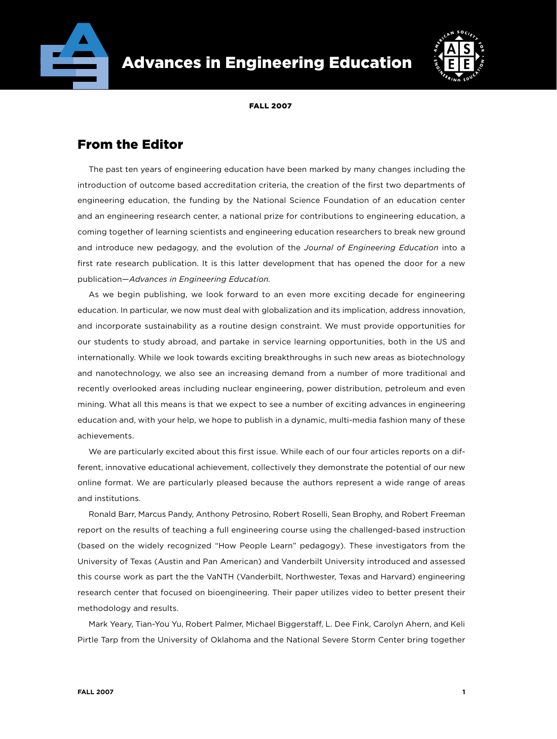# Advances in Engineering Education

FALL 2007

## From the Editor

The past ten years of engineering education have been marked by many changes including the introduction of outcome based accreditation criteria, the creation of the first two departments of engineering education, the funding by the National Science Foundation of an education center and an engineering research center, a national prize for contributions to engineering education, a coming together of learning scientists and engineering education researchers to break new ground and introduce new pedagogy, and the evolution of the *Journal of Engineering Education* into a first rate research publication. It is this latter development that has opened the door for a new publication—*Advances in Engineering Education.*

As we begin publishing, we look forward to an even more exciting decade for engineering education. In particular, we now must deal with globalization and its implication, address innovation, and incorporate sustainability as a routine design constraint. We must provide opportunities for our students to study abroad, and partake in service learning opportunities, both in the US and internationally. While we look towards exciting breakthroughs in such new areas as biotechnology and nanotechnology, we also see an increasing demand from a number of more traditional and recently overlooked areas including nuclear engineering, power distribution, petroleum and even mining. What all this means is that we expect to see a number of exciting advances in engineering education and, with your help, we hope to publish in a dynamic, multi-media fashion many of these achievements.

We are particularly excited about this first issue. While each of our four articles reports on a different, innovative educational achievement, collectively they demonstrate the potential of our new online format. We are particularly pleased because the authors represent a wide range of areas and institutions.

Ronald Barr, Marcus Pandy, Anthony Petrosino, Robert Roselli, Sean Brophy, and Robert Freeman report on the results of teaching a full engineering course using the challenged-based instruction (based on the widely recognized "How People Learn" pedagogy). These investigators from the University of Texas (Austin and Pan American) and Vanderbilt University introduced and assessed this course work as part the the VaNTH (Vanderbilt, Northwester, Texas and Harvard) engineering research center that focused on bioengineering. Their paper utilizes video to better present their methodology and results.

Mark Yeary, Tian-You Yu, Robert Palmer, Michael Biggerstaff, L. Dee Fink, Carolyn Ahern, and Keli Pirtle Tarp from the University of Oklahoma and the National Severe Storm Center bring together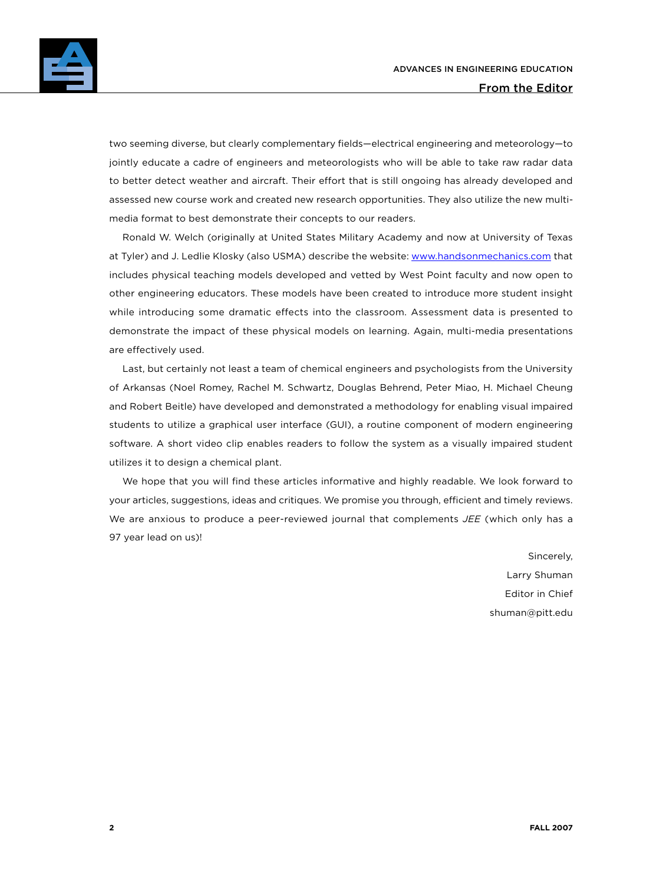two seeming diverse, but clearly complementary fields—electrical engineering and meteorology—to jointly educate a cadre of engineers and meteorologists who will be able to take raw radar data to better detect weather and aircraft. Their effort that is still ongoing has already developed and assessed new course work and created new research opportunities. They also utilize the new multi-media format to best demonstrate their concepts to our readers.

Ronald W. Welch (originally at United States Military Academy and now at University of Texas at Tyler) and J. Ledlie Klosky (also USMA) describe the website: [www.handsonmechanics.com](http://www.handsonmechanics.com) that includes physical teaching models developed and vetted by West Point faculty and now open to other engineering educators. These models have been created to introduce more student insight while introducing some dramatic effects into the classroom. Assessment data is presented to demonstrate the impact of these physical models on learning. Again, multi-media presentations are effectively used.

Last, but certainly not least a team of chemical engineers and psychologists from the University of Arkansas (Noel Romey, Rachel M. Schwartz, Douglas Behrend, Peter Miao, H. Michael Cheung and Robert Beitle) have developed and demonstrated a methodology for enabling visual impaired students to utilize a graphical user interface (GUI), a routine component of modern engineering software. A short video clip enables readers to follow the system as a visually impaired student utilizes it to design a chemical plant.

We hope that you will find these articles informative and highly readable. We look forward to your articles, suggestions, ideas and critiques. We promise you through, efficient and timely reviews. We are anxious to produce a peer-reviewed journal that complements *JEE* (which only has a 97 year lead on us)!

Sincerely,
Larry Shuman
Editor in Chief
shuman@pitt.edu